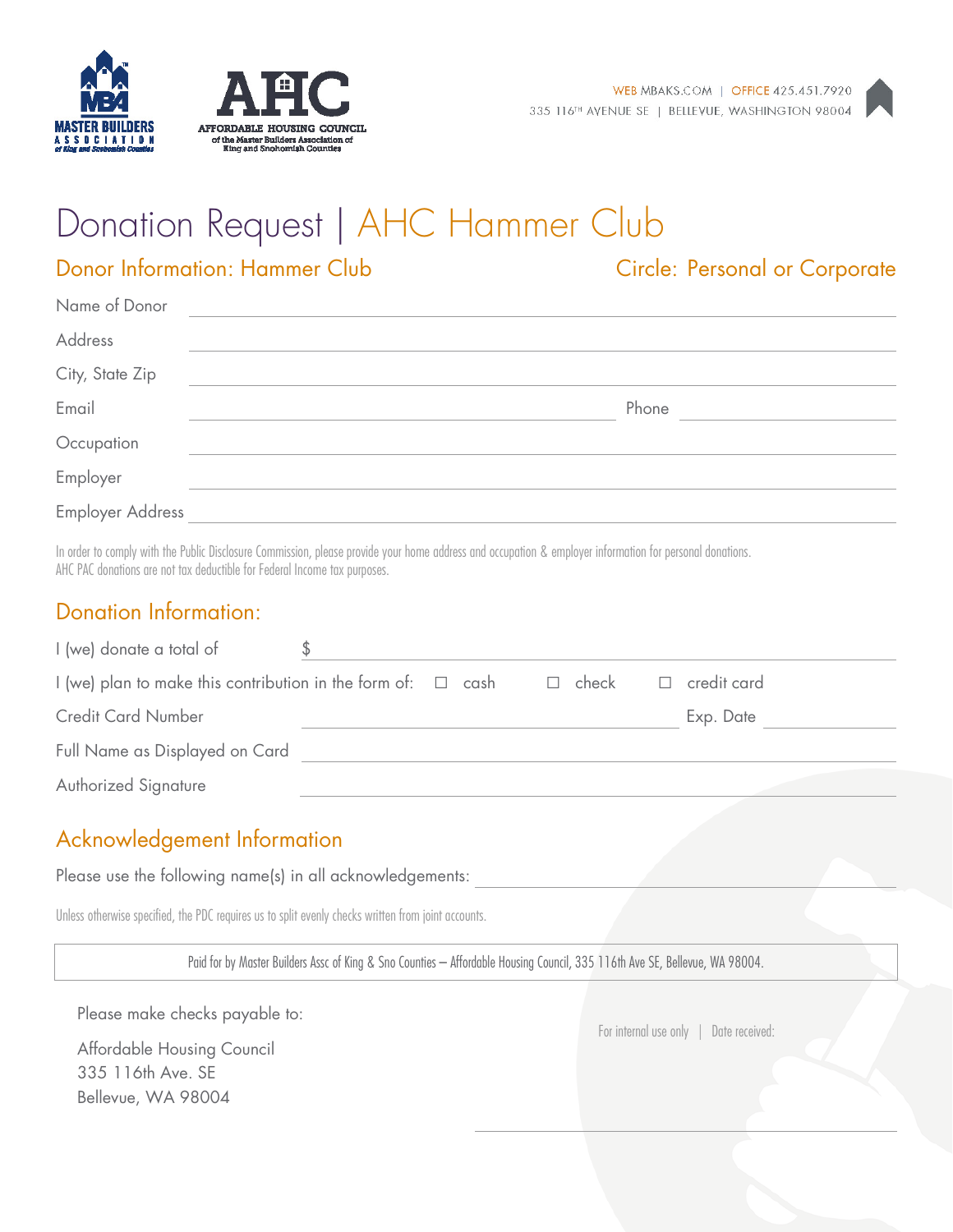MASTER BUILDERS ASSOCIATION of King and Snohomish Counties

AHC AFFORDABLE HOUSING COUNCIL of the Master Builders Association of King and Snohomish Counties

WEB MBAKS.COM | OFFICE 425.451.7920
335 116TH AVENUE SE | BELLEVUE, WASHINGTON 98004

# Donation Request | AHC Hammer Club

## Donor Information: Hammer Club

Circle: Personal or Corporate

Name of Donor ______________________________

Address ______________________________

City, State Zip ______________________________

Email ______________________________ Phone ______________

Occupation ______________________________

Employer ______________________________

Employer Address ______________________________

In order to comply with the Public Disclosure Commission, please provide your home address and occupation & employer information for personal donations.
AHC PAC donations are not tax deductible for Federal Income tax purposes.

## Donation Information:

I (we) donate a total of $ ______________________________

I (we) plan to make this contribution in the form of: ☐ cash ☐ check ☐ credit card

Credit Card Number ______________________________ Exp. Date ______________

Full Name as Displayed on Card ______________________________

Authorized Signature ______________________________

## Acknowledgement Information

Please use the following name(s) in all acknowledgements: ______________________________

Unless otherwise specified, the PDC requires us to split evenly checks written from joint accounts.

Paid for by Master Builders Assc of King & Sno Counties – Affordable Housing Council, 335 116th Ave SE, Bellevue, WA 98004.

Please make checks payable to:

Affordable Housing Council
335 116th Ave. SE
Bellevue, WA 98004

For internal use only | Date received: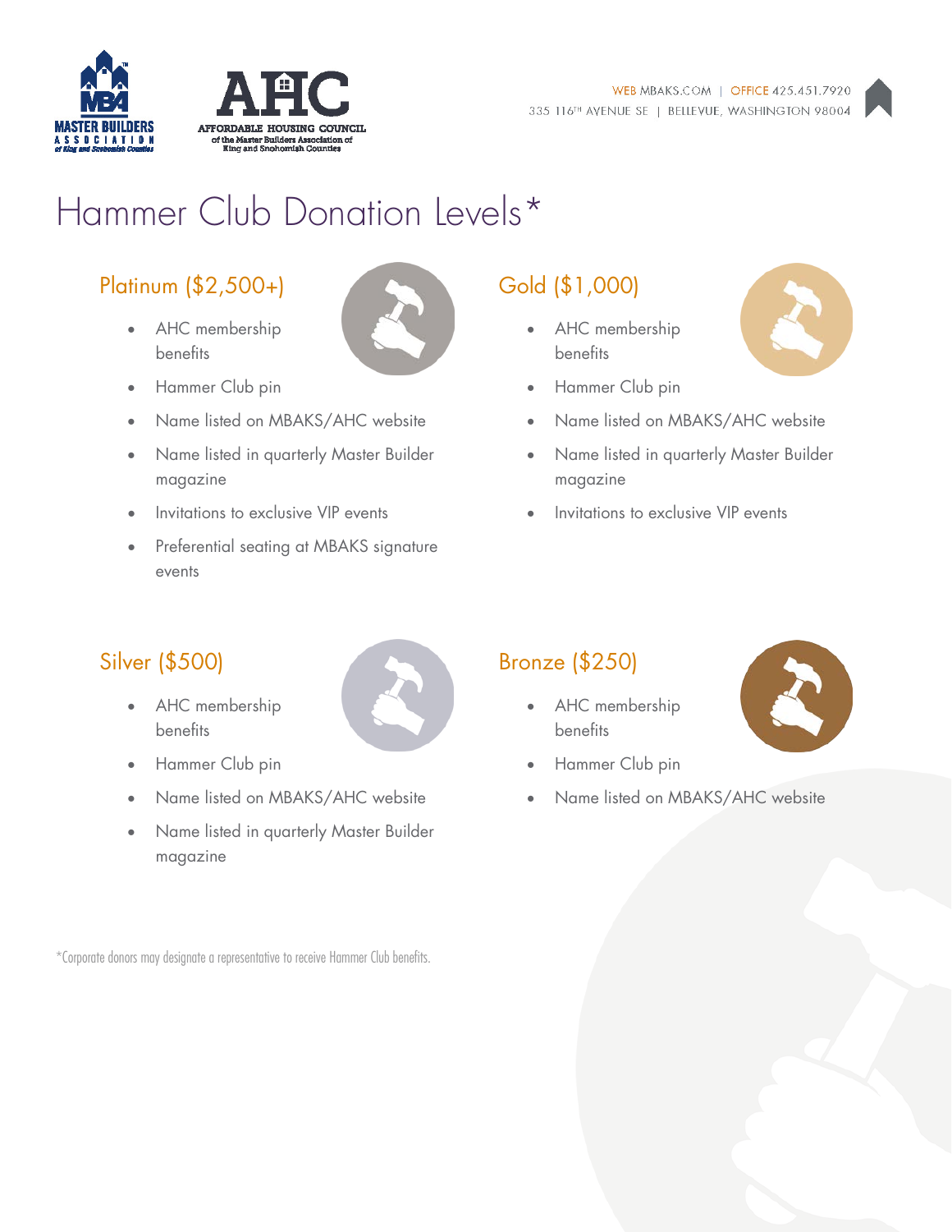# Hammer Club Donation Levels*

## Platinum ($2,500+)

- AHC membership benefits
- Hammer Club pin
- Name listed on MBAKS/AHC website
- Name listed in quarterly Master Builder magazine
- Invitations to exclusive VIP events
- Preferential seating at MBAKS signature events

## Gold ($1,000)

- AHC membership benefits
- Hammer Club pin
- Name listed on MBAKS/AHC website
- Name listed in quarterly Master Builder magazine
- Invitations to exclusive VIP events

## Silver ($500)

- AHC membership benefits
- Hammer Club pin
- Name listed on MBAKS/AHC website
- Name listed in quarterly Master Builder magazine

## Bronze ($250)

- AHC membership benefits
- Hammer Club pin
- Name listed on MBAKS/AHC website

*Corporate donors may designate a representative to receive Hammer Club benefits.